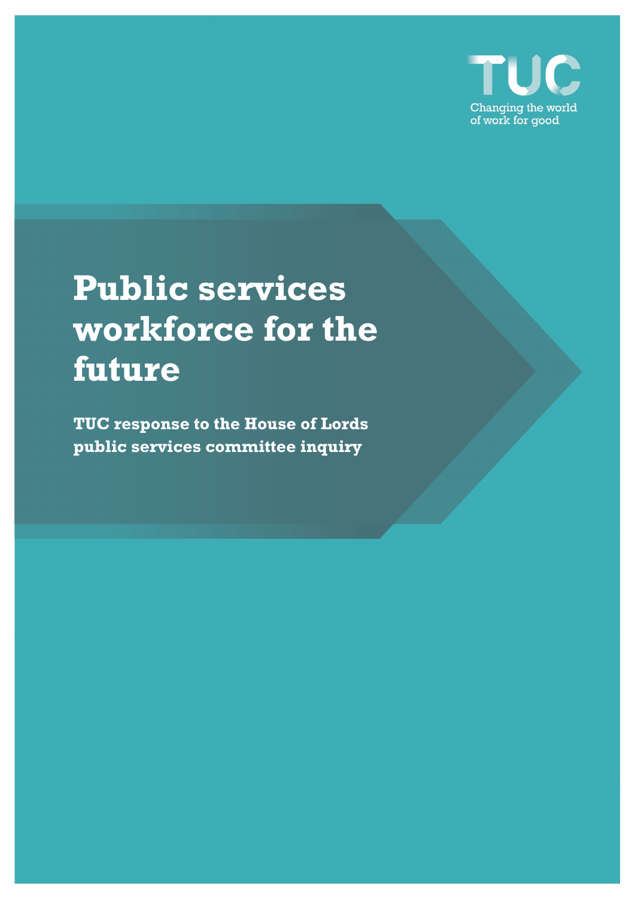TUC

Changing the world of work for good

# Public services workforce for the future

**TUC response to the House of Lords public services committee inquiry**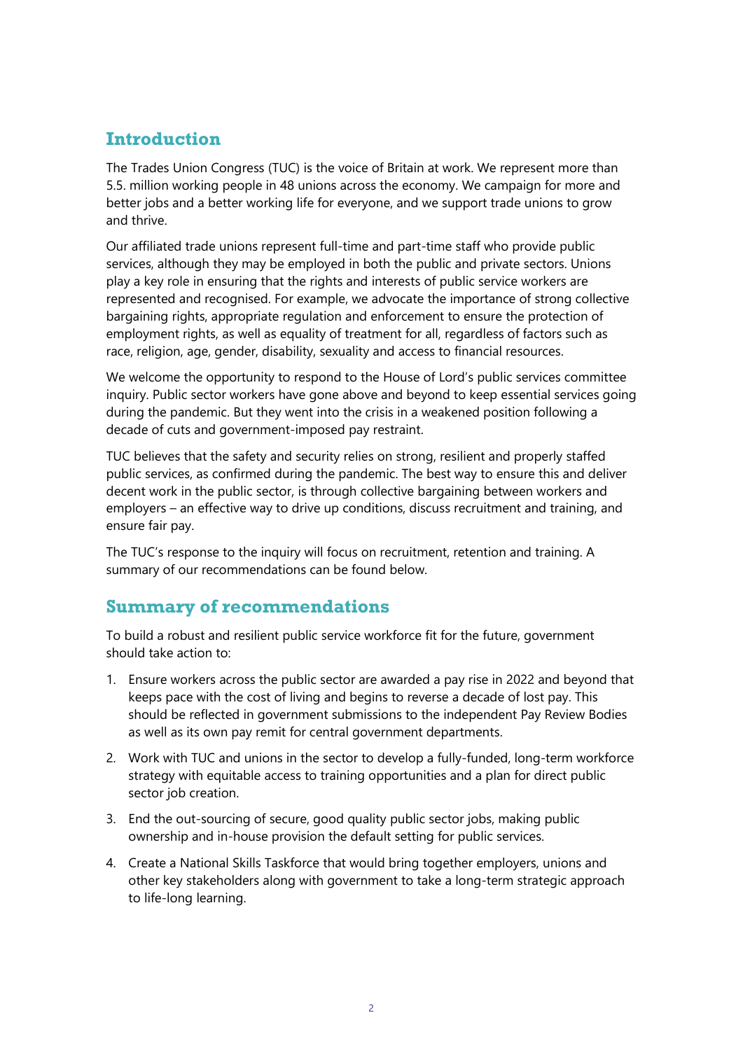## Introduction

The Trades Union Congress (TUC) is the voice of Britain at work. We represent more than 5.5. million working people in 48 unions across the economy. We campaign for more and better jobs and a better working life for everyone, and we support trade unions to grow and thrive.

Our affiliated trade unions represent full-time and part-time staff who provide public services, although they may be employed in both the public and private sectors. Unions play a key role in ensuring that the rights and interests of public service workers are represented and recognised. For example, we advocate the importance of strong collective bargaining rights, appropriate regulation and enforcement to ensure the protection of employment rights, as well as equality of treatment for all, regardless of factors such as race, religion, age, gender, disability, sexuality and access to financial resources.

We welcome the opportunity to respond to the House of Lord's public services committee inquiry. Public sector workers have gone above and beyond to keep essential services going during the pandemic. But they went into the crisis in a weakened position following a decade of cuts and government-imposed pay restraint.

TUC believes that the safety and security relies on strong, resilient and properly staffed public services, as confirmed during the pandemic. The best way to ensure this and deliver decent work in the public sector, is through collective bargaining between workers and employers – an effective way to drive up conditions, discuss recruitment and training, and ensure fair pay.

The TUC's response to the inquiry will focus on recruitment, retention and training. A summary of our recommendations can be found below.

## Summary of recommendations

To build a robust and resilient public service workforce fit for the future, government should take action to:

1. Ensure workers across the public sector are awarded a pay rise in 2022 and beyond that keeps pace with the cost of living and begins to reverse a decade of lost pay. This should be reflected in government submissions to the independent Pay Review Bodies as well as its own pay remit for central government departments.
2. Work with TUC and unions in the sector to develop a fully-funded, long-term workforce strategy with equitable access to training opportunities and a plan for direct public sector job creation.
3. End the out-sourcing of secure, good quality public sector jobs, making public ownership and in-house provision the default setting for public services.
4. Create a National Skills Taskforce that would bring together employers, unions and other key stakeholders along with government to take a long-term strategic approach to life-long learning.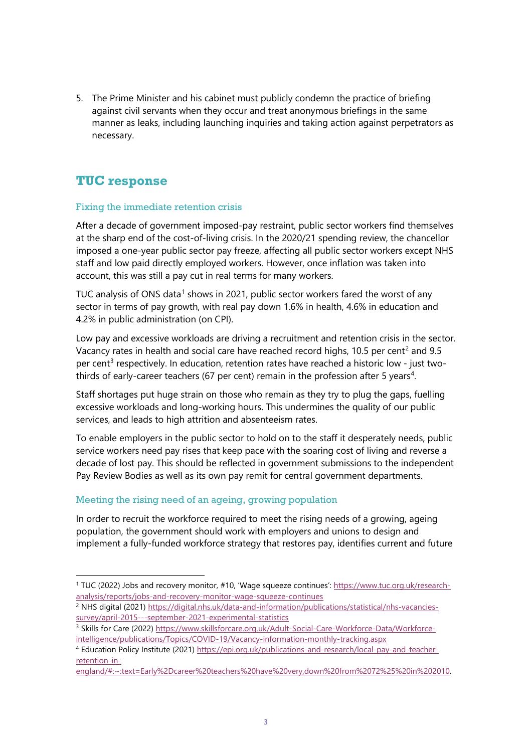5. The Prime Minister and his cabinet must publicly condemn the practice of briefing against civil servants when they occur and treat anonymous briefings in the same manner as leaks, including launching inquiries and taking action against perpetrators as necessary.

## TUC response

### Fixing the immediate retention crisis

After a decade of government imposed-pay restraint, public sector workers find themselves at the sharp end of the cost-of-living crisis. In the 2020/21 spending review, the chancellor imposed a one-year public sector pay freeze, affecting all public sector workers except NHS staff and low paid directly employed workers. However, once inflation was taken into account, this was still a pay cut in real terms for many workers.

TUC analysis of ONS data[1] shows in 2021, public sector workers fared the worst of any sector in terms of pay growth, with real pay down 1.6% in health, 4.6% in education and 4.2% in public administration (on CPI).

Low pay and excessive workloads are driving a recruitment and retention crisis in the sector. Vacancy rates in health and social care have reached record highs, 10.5 per cent[2] and 9.5 per cent[3] respectively. In education, retention rates have reached a historic low - just two-thirds of early-career teachers (67 per cent) remain in the profession after 5 years[4].

Staff shortages put huge strain on those who remain as they try to plug the gaps, fuelling excessive workloads and long-working hours. This undermines the quality of our public services, and leads to high attrition and absenteeism rates.

To enable employers in the public sector to hold on to the staff it desperately needs, public service workers need pay rises that keep pace with the soaring cost of living and reverse a decade of lost pay. This should be reflected in government submissions to the independent Pay Review Bodies as well as its own pay remit for central government departments.

### Meeting the rising need of an ageing, growing population

In order to recruit the workforce required to meet the rising needs of a growing, ageing population, the government should work with employers and unions to design and implement a fully-funded workforce strategy that restores pay, identifies current and future

---

[1] TUC (2022) Jobs and recovery monitor, #10, 'Wage squeeze continues': https://www.tuc.org.uk/research-analysis/reports/jobs-and-recovery-monitor-wage-squeeze-continues

[2] NHS digital (2021) https://digital.nhs.uk/data-and-information/publications/statistical/nhs-vacancies-survey/april-2015---september-2021-experimental-statistics

[3] Skills for Care (2022) https://www.skillsforcare.org.uk/Adult-Social-Care-Workforce-Data/Workforce-intelligence/publications/Topics/COVID-19/Vacancy-information-monthly-tracking.aspx

[4] Education Policy Institute (2021) https://epi.org.uk/publications-and-research/local-pay-and-teacher-retention-in-england/#:~:text=Early%2Dcareer%20teachers%20have%20very,down%20from%2072%25%20in%202010.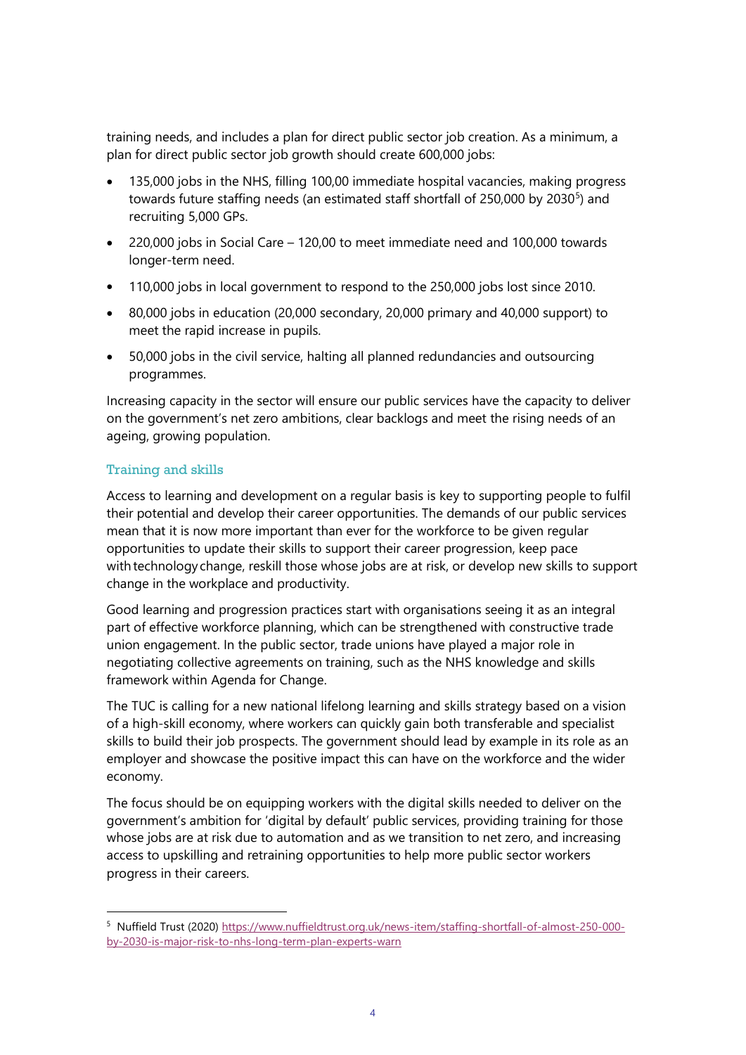training needs, and includes a plan for direct public sector job creation. As a minimum, a plan for direct public sector job growth should create 600,000 jobs:

- 135,000 jobs in the NHS, filling 100,00 immediate hospital vacancies, making progress towards future staffing needs (an estimated staff shortfall of 250,000 by 2030[5]) and recruiting 5,000 GPs.
- 220,000 jobs in Social Care – 120,00 to meet immediate need and 100,000 towards longer-term need.
- 110,000 jobs in local government to respond to the 250,000 jobs lost since 2010.
- 80,000 jobs in education (20,000 secondary, 20,000 primary and 40,000 support) to meet the rapid increase in pupils.
- 50,000 jobs in the civil service, halting all planned redundancies and outsourcing programmes.

Increasing capacity in the sector will ensure our public services have the capacity to deliver on the government's net zero ambitions, clear backlogs and meet the rising needs of an ageing, growing population.

### Training and skills

Access to learning and development on a regular basis is key to supporting people to fulfil their potential and develop their career opportunities. The demands of our public services mean that it is now more important than ever for the workforce to be given regular opportunities to update their skills to support their career progression, keep pace with technology change, reskill those whose jobs are at risk, or develop new skills to support change in the workplace and productivity.

Good learning and progression practices start with organisations seeing it as an integral part of effective workforce planning, which can be strengthened with constructive trade union engagement. In the public sector, trade unions have played a major role in negotiating collective agreements on training, such as the NHS knowledge and skills framework within Agenda for Change.

The TUC is calling for a new national lifelong learning and skills strategy based on a vision of a high-skill economy, where workers can quickly gain both transferable and specialist skills to build their job prospects. The government should lead by example in its role as an employer and showcase the positive impact this can have on the workforce and the wider economy.

The focus should be on equipping workers with the digital skills needed to deliver on the government's ambition for 'digital by default' public services, providing training for those whose jobs are at risk due to automation and as we transition to net zero, and increasing access to upskilling and retraining opportunities to help more public sector workers progress in their careers.

---

[5] Nuffield Trust (2020) https://www.nuffieldtrust.org.uk/news-item/staffing-shortfall-of-almost-250-000-by-2030-is-major-risk-to-nhs-long-term-plan-experts-warn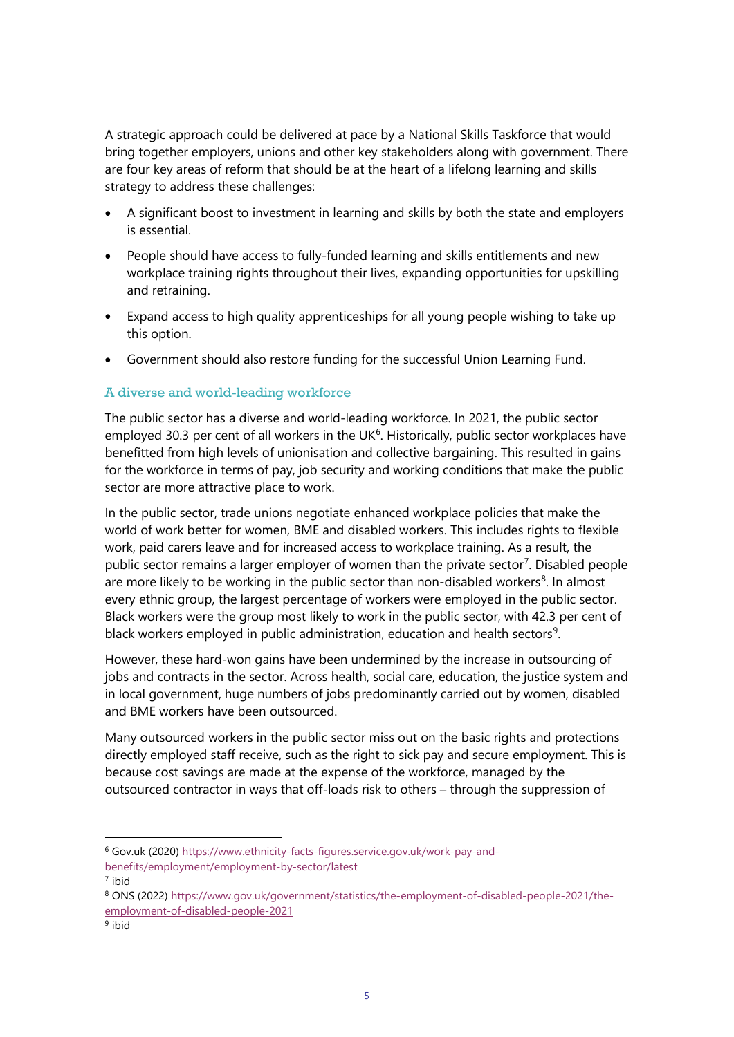A strategic approach could be delivered at pace by a National Skills Taskforce that would bring together employers, unions and other key stakeholders along with government. There are four key areas of reform that should be at the heart of a lifelong learning and skills strategy to address these challenges:

- A significant boost to investment in learning and skills by both the state and employers is essential.
- People should have access to fully-funded learning and skills entitlements and new workplace training rights throughout their lives, expanding opportunities for upskilling and retraining.
- Expand access to high quality apprenticeships for all young people wishing to take up this option.
- Government should also restore funding for the successful Union Learning Fund.

### A diverse and world-leading workforce

The public sector has a diverse and world-leading workforce. In 2021, the public sector employed 30.3 per cent of all workers in the UK[6]. Historically, public sector workplaces have benefitted from high levels of unionisation and collective bargaining. This resulted in gains for the workforce in terms of pay, job security and working conditions that make the public sector are more attractive place to work.

In the public sector, trade unions negotiate enhanced workplace policies that make the world of work better for women, BME and disabled workers. This includes rights to flexible work, paid carers leave and for increased access to workplace training. As a result, the public sector remains a larger employer of women than the private sector[7]. Disabled people are more likely to be working in the public sector than non-disabled workers[8]. In almost every ethnic group, the largest percentage of workers were employed in the public sector. Black workers were the group most likely to work in the public sector, with 42.3 per cent of black workers employed in public administration, education and health sectors[9].

However, these hard-won gains have been undermined by the increase in outsourcing of jobs and contracts in the sector. Across health, social care, education, the justice system and in local government, huge numbers of jobs predominantly carried out by women, disabled and BME workers have been outsourced.

Many outsourced workers in the public sector miss out on the basic rights and protections directly employed staff receive, such as the right to sick pay and secure employment. This is because cost savings are made at the expense of the workforce, managed by the outsourced contractor in ways that off-loads risk to others – through the suppression of

---

[6] Gov.uk (2020) https://www.ethnicity-facts-figures.service.gov.uk/work-pay-and-benefits/employment/employment-by-sector/latest

[7] ibid

[8] ONS (2022) https://www.gov.uk/government/statistics/the-employment-of-disabled-people-2021/the-employment-of-disabled-people-2021

[9] ibid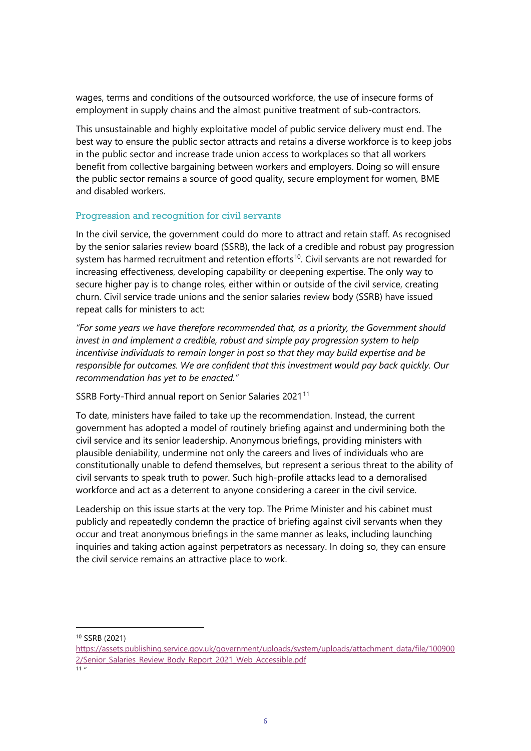wages, terms and conditions of the outsourced workforce, the use of insecure forms of employment in supply chains and the almost punitive treatment of sub-contractors.

This unsustainable and highly exploitative model of public service delivery must end. The best way to ensure the public sector attracts and retains a diverse workforce is to keep jobs in the public sector and increase trade union access to workplaces so that all workers benefit from collective bargaining between workers and employers. Doing so will ensure the public sector remains a source of good quality, secure employment for women, BME and disabled workers.

### Progression and recognition for civil servants

In the civil service, the government could do more to attract and retain staff. As recognised by the senior salaries review board (SSRB), the lack of a credible and robust pay progression system has harmed recruitment and retention efforts[10]. Civil servants are not rewarded for increasing effectiveness, developing capability or deepening expertise. The only way to secure higher pay is to change roles, either within or outside of the civil service, creating churn. Civil service trade unions and the senior salaries review body (SSRB) have issued repeat calls for ministers to act:

*"For some years we have therefore recommended that, as a priority, the Government should invest in and implement a credible, robust and simple pay progression system to help incentivise individuals to remain longer in post so that they may build expertise and be responsible for outcomes. We are confident that this investment would pay back quickly. Our recommendation has yet to be enacted."*

SSRB Forty-Third annual report on Senior Salaries 2021[11]

To date, ministers have failed to take up the recommendation. Instead, the current government has adopted a model of routinely briefing against and undermining both the civil service and its senior leadership. Anonymous briefings, providing ministers with plausible deniability, undermine not only the careers and lives of individuals who are constitutionally unable to defend themselves, but represent a serious threat to the ability of civil servants to speak truth to power. Such high-profile attacks lead to a demoralised workforce and act as a deterrent to anyone considering a career in the civil service.

Leadership on this issue starts at the very top. The Prime Minister and his cabinet must publicly and repeatedly condemn the practice of briefing against civil servants when they occur and treat anonymous briefings in the same manner as leaks, including launching inquiries and taking action against perpetrators as necessary. In doing so, they can ensure the civil service remains an attractive place to work.

---

[10] SSRB (2021) https://assets.publishing.service.gov.uk/government/uploads/system/uploads/attachment_data/file/1009002/Senior_Salaries_Review_Body_Report_2021_Web_Accessible.pdf

[11] "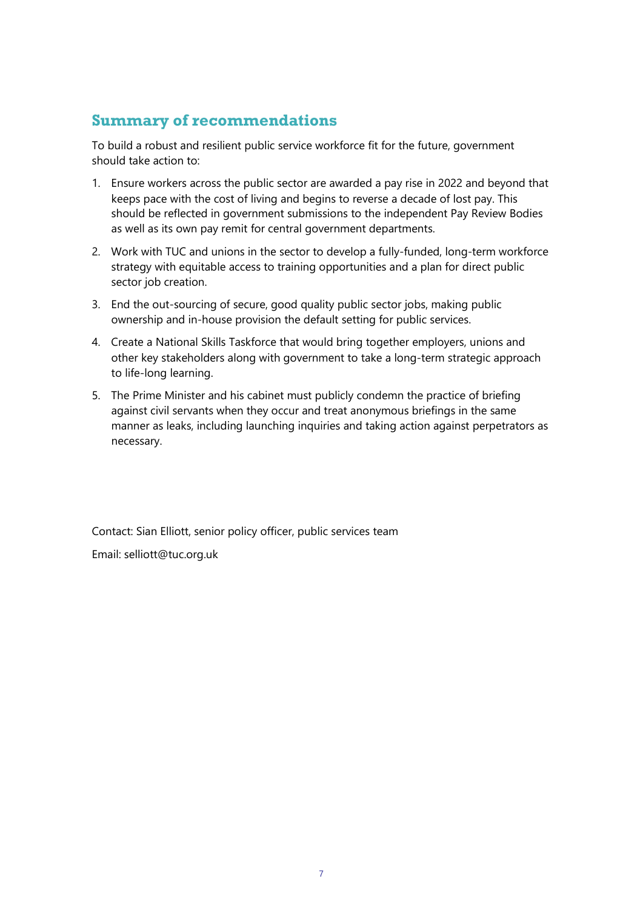## Summary of recommendations

To build a robust and resilient public service workforce fit for the future, government should take action to:

1. Ensure workers across the public sector are awarded a pay rise in 2022 and beyond that keeps pace with the cost of living and begins to reverse a decade of lost pay. This should be reflected in government submissions to the independent Pay Review Bodies as well as its own pay remit for central government departments.
2. Work with TUC and unions in the sector to develop a fully-funded, long-term workforce strategy with equitable access to training opportunities and a plan for direct public sector job creation.
3. End the out-sourcing of secure, good quality public sector jobs, making public ownership and in-house provision the default setting for public services.
4. Create a National Skills Taskforce that would bring together employers, unions and other key stakeholders along with government to take a long-term strategic approach to life-long learning.
5. The Prime Minister and his cabinet must publicly condemn the practice of briefing against civil servants when they occur and treat anonymous briefings in the same manner as leaks, including launching inquiries and taking action against perpetrators as necessary.

Contact: Sian Elliott, senior policy officer, public services team

Email: selliott@tuc.org.uk